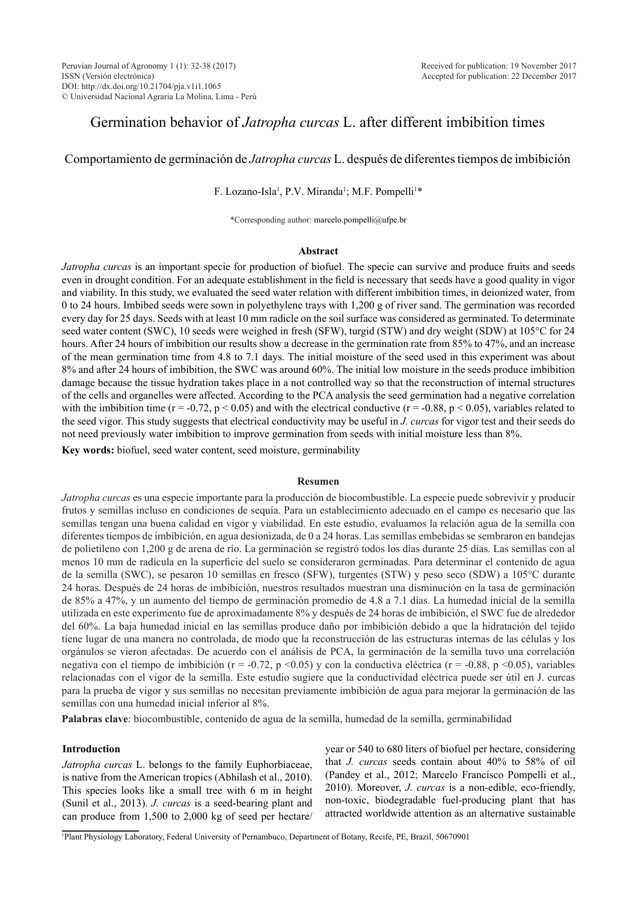Peruvian Journal of Agronomy 1 (1): 32-38 (2017)
ISSN (Versión electrónica)
DOI: http://dx.doi.org/10.21704/pja.v1i1.1065
© Universidad Nacional Agraria La Molina, Lima - Perú

Received for publication: 19 November 2017
Accepted for publication: 22 December 2017

# Germination behavior of *Jatropha curcas* L. after different imbibition times

## Comportamiento de germinación de *Jatropha curcas* L. después de diferentes tiempos de imbibición

F. Lozano-Isla[1], P.V. Miranda[1]; M.F. Pompelli[1]*

*Corresponding author: marcelo.pompelli@ufpe.br

### Abstract

*Jatropha curcas* is an important specie for production of biofuel. The specie can survive and produce fruits and seeds even in drought condition. For an adequate establishment in the field is necessary that seeds have a good quality in vigor and viability. In this study, we evaluated the seed water relation with different imbibition times, in deionized water, from 0 to 24 hours. Imbibed seeds were sown in polyethylene trays with 1,200 g of river sand. The germination was recorded every day for 25 days. Seeds with at least 10 mm radicle on the soil surface was considered as germinated. To determinate seed water content (SWC), 10 seeds were weighed in fresh (SFW), turgid (STW) and dry weight (SDW) at 105°C for 24 hours. After 24 hours of imbibition our results show a decrease in the germination rate from 85% to 47%, and an increase of the mean germination time from 4.8 to 7.1 days. The initial moisture of the seed used in this experiment was about 8% and after 24 hours of imbibition, the SWC was around 60%. The initial low moisture in the seeds produce imbibition damage because the tissue hydration takes place in a not controlled way so that the reconstruction of internal structures of the cells and organelles were affected. According to the PCA analysis the seed germination had a negative correlation with the imbibition time ($r = -0.72$, $p < 0.05$) and with the electrical conductive ($r = -0.88$, $p < 0.05$), variables related to the seed vigor. This study suggests that electrical conductivity may be useful in *J. curcas* for vigor test and their seeds do not need previously water imbibition to improve germination from seeds with initial moisture less than 8%.

**Key words:** biofuel, seed water content, seed moisture, germinability

### Resumen

*Jatropha curcas* es una especie importante para la producción de biocombustible. La especie puede sobrevivir y producir frutos y semillas incluso en condiciones de sequía. Para un establecimiento adecuado en el campo es necesario que las semillas tengan una buena calidad en vigor y viabilidad. En este estudio, evaluamos la relación agua de la semilla con diferentes tiempos de imbibición, en agua desionizada, de 0 a 24 horas. Las semillas embebidas se sembraron en bandejas de polietileno con 1,200 g de arena de río. La germinación se registró todos los días durante 25 días. Las semillas con al menos 10 mm de radícula en la superficie del suelo se consideraron germinadas. Para determinar el contenido de agua de la semilla (SWC), se pesaron 10 semillas en fresco (SFW), turgentes (STW) y peso seco (SDW) a 105°C durante 24 horas. Después de 24 horas de imbibición, nuestros resultados muestran una disminución en la tasa de germinación de 85% a 47%, y un aumento del tiempo de germinación promedio de 4.8 a 7.1 días. La humedad inicial de la semilla utilizada en este experimento fue de aproximadamente 8% y después de 24 horas de imbibición, el SWC fue de alrededor del 60%. La baja humedad inicial en las semillas produce daño por imbibición debido a que la hidratación del tejido tiene lugar de una manera no controlada, de modo que la reconstrucción de las estructuras internas de las células y los orgánulos se vieron afectadas. De acuerdo con el análisis de PCA, la germinación de la semilla tuvo una correlación negativa con el tiempo de imbibición ($r = -0.72$, $p < 0.05$) y con la conductiva eléctrica ($r = -0.88$, $p < 0.05$), variables relacionadas con el vigor de la semilla. Este estudio sugiere que la conductividad eléctrica puede ser útil en J. curcas para la prueba de vigor y sus semillas no necesitan previamente imbibición de agua para mejorar la germinación de las semillas con una humedad inicial inferior al 8%.

**Palabras clave**: biocombustible, contenido de agua de la semilla, humedad de la semilla, germinabilidad

### Introduction

*Jatropha curcas* L. belongs to the family Euphorbiaceae, is native from the American tropics (Abhilash et al., 2010). This species looks like a small tree with 6 m in height (Sunil et al., 2013). *J. curcas* is a seed-bearing plant and can produce from 1,500 to 2,000 kg of seed per hectare/ year or 540 to 680 liters of biofuel per hectare, considering that *J. curcas* seeds contain about 40% to 58% of oil (Pandey et al., 2012; Marcelo Francisco Pompelli et al., 2010). Moreover, *J. curcas* is a non-edible, eco-friendly, non-toxic, biodegradable fuel-producing plant that has attracted worldwide attention as an alternative sustainable

[1]Plant Physiology Laboratory, Federal University of Pernambuco, Department of Botany, Recife, PE, Brazil, 50670901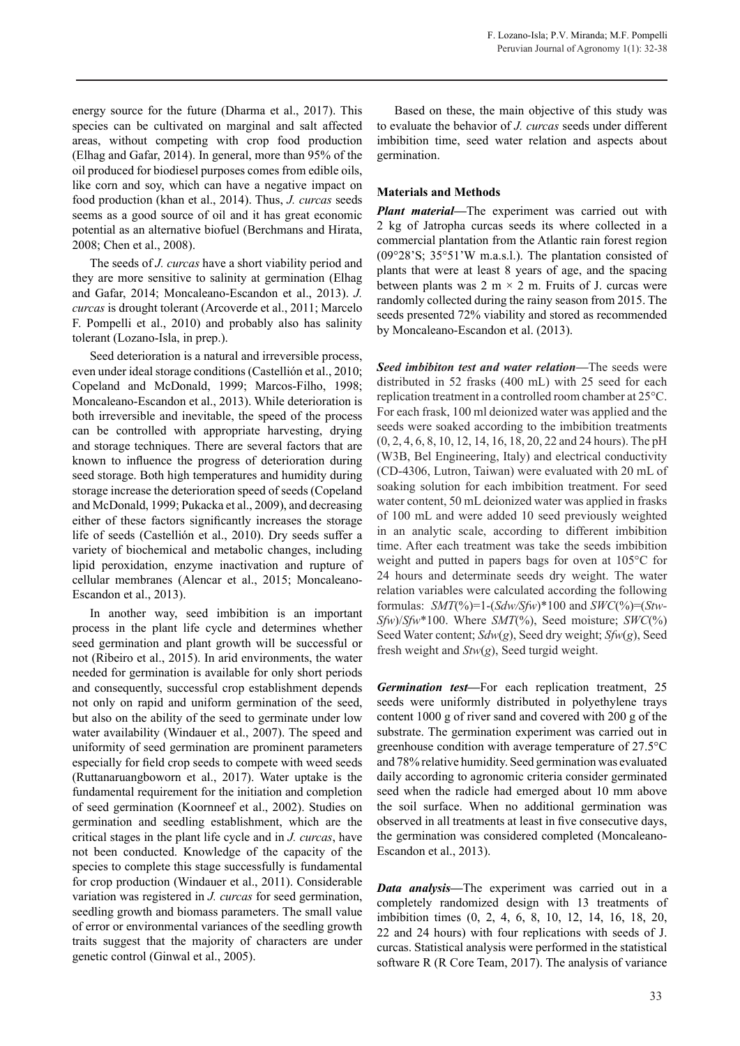energy source for the future (Dharma et al., 2017). This species can be cultivated on marginal and salt affected areas, without competing with crop food production (Elhag and Gafar, 2014). In general, more than 95% of the oil produced for biodiesel purposes comes from edible oils, like corn and soy, which can have a negative impact on food production (khan et al., 2014). Thus, *J. curcas* seeds seems as a good source of oil and it has great economic potential as an alternative biofuel (Berchmans and Hirata, 2008; Chen et al., 2008).

The seeds of *J. curcas* have a short viability period and they are more sensitive to salinity at germination (Elhag and Gafar, 2014; Moncaleano-Escandon et al., 2013). *J. curcas* is drought tolerant (Arcoverde et al., 2011; Marcelo F. Pompelli et al., 2010) and probably also has salinity tolerant (Lozano-Isla, in prep.).

Seed deterioration is a natural and irreversible process, even under ideal storage conditions (Castellión et al., 2010; Copeland and McDonald, 1999; Marcos-Filho, 1998; Moncaleano-Escandon et al., 2013). While deterioration is both irreversible and inevitable, the speed of the process can be controlled with appropriate harvesting, drying and storage techniques. There are several factors that are known to influence the progress of deterioration during seed storage. Both high temperatures and humidity during storage increase the deterioration speed of seeds (Copeland and McDonald, 1999; Pukacka et al., 2009), and decreasing either of these factors significantly increases the storage life of seeds (Castellión et al., 2010). Dry seeds suffer a variety of biochemical and metabolic changes, including lipid peroxidation, enzyme inactivation and rupture of cellular membranes (Alencar et al., 2015; Moncaleano-Escandon et al., 2013).

In another way, seed imbibition is an important process in the plant life cycle and determines whether seed germination and plant growth will be successful or not (Ribeiro et al., 2015). In arid environments, the water needed for germination is available for only short periods and consequently, successful crop establishment depends not only on rapid and uniform germination of the seed, but also on the ability of the seed to germinate under low water availability (Windauer et al., 2007). The speed and uniformity of seed germination are prominent parameters especially for field crop seeds to compete with weed seeds (Ruttanaruangboworn et al., 2017). Water uptake is the fundamental requirement for the initiation and completion of seed germination (Koornneef et al., 2002). Studies on germination and seedling establishment, which are the critical stages in the plant life cycle and in *J. curcas*, have not been conducted. Knowledge of the capacity of the species to complete this stage successfully is fundamental for crop production (Windauer et al., 2011). Considerable variation was registered in *J. curcas* for seed germination, seedling growth and biomass parameters. The small value of error or environmental variances of the seedling growth traits suggest that the majority of characters are under genetic control (Ginwal et al., 2005).

Based on these, the main objective of this study was to evaluate the behavior of *J. curcas* seeds under different imbibition time, seed water relation and aspects about germination.

## Materials and Methods

***Plant material***—The experiment was carried out with 2 kg of Jatropha curcas seeds its where collected in a commercial plantation from the Atlantic rain forest region (09°28'S; 35°51'W m.a.s.l.). The plantation consisted of plants that were at least 8 years of age, and the spacing between plants was 2 m × 2 m. Fruits of J. curcas were randomly collected during the rainy season from 2015. The seeds presented 72% viability and stored as recommended by Moncaleano-Escandon et al. (2013).

***Seed imbibiton test and water relation***—The seeds were distributed in 52 frasks (400 mL) with 25 seed for each replication treatment in a controlled room chamber at 25°C. For each frask, 100 ml deionized water was applied and the seeds were soaked according to the imbibition treatments (0, 2, 4, 6, 8, 10, 12, 14, 16, 18, 20, 22 and 24 hours). The pH (W3B, Bel Engineering, Italy) and electrical conductivity (CD-4306, Lutron, Taiwan) were evaluated with 20 mL of soaking solution for each imbibition treatment. For seed water content, 50 mL deionized water was applied in frasks of 100 mL and were added 10 seed previously weighted in an analytic scale, according to different imbibition time. After each treatment was take the seeds imbibition weight and putted in papers bags for oven at 105°C for 24 hours and determinate seeds dry weight. The water relation variables were calculated according the following formulas: $SMT(\%) = 1 - (Sdw/Sfw) * 100$ and $SWC(\%) = (Stw - Sfw)/Sfw * 100$. Where $SMT(\%)$, Seed moisture; $SWC(\%)$ Seed Water content; $Sdw(g)$, Seed dry weight; $Sfw(g)$, Seed fresh weight and $Stw(g)$, Seed turgid weight.

***Germination test***—For each replication treatment, 25 seeds were uniformly distributed in polyethylene trays content 1000 g of river sand and covered with 200 g of the substrate. The germination experiment was carried out in greenhouse condition with average temperature of 27.5°C and 78% relative humidity. Seed germination was evaluated daily according to agronomic criteria consider germinated seed when the radicle had emerged about 10 mm above the soil surface. When no additional germination was observed in all treatments at least in five consecutive days, the germination was considered completed (Moncaleano-Escandon et al., 2013).

***Data analysis***—The experiment was carried out in a completely randomized design with 13 treatments of imbibition times (0, 2, 4, 6, 8, 10, 12, 14, 16, 18, 20, 22 and 24 hours) with four replications with seeds of J. curcas. Statistical analysis were performed in the statistical software R (R Core Team, 2017). The analysis of variance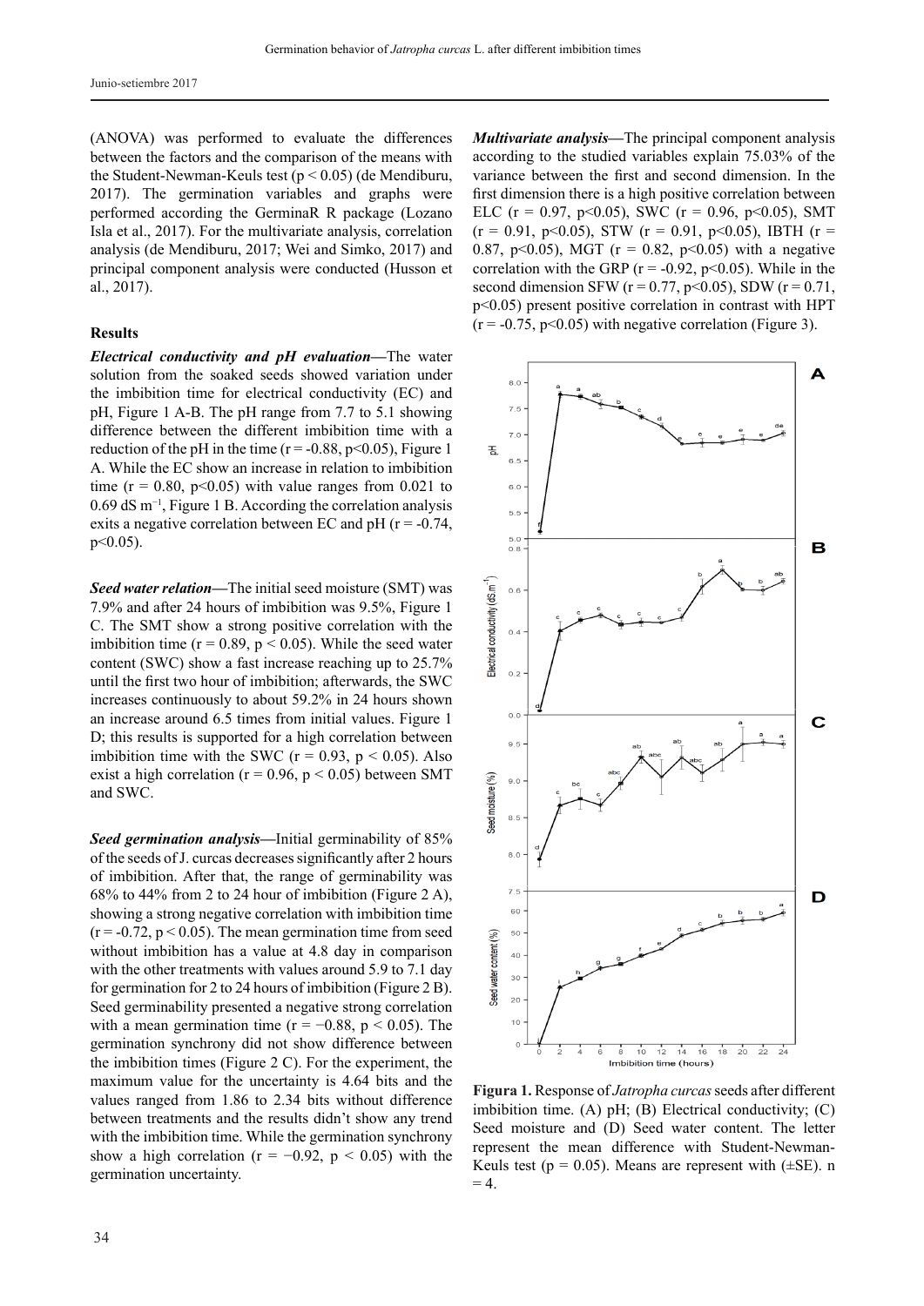(ANOVA) was performed to evaluate the differences between the factors and the comparison of the means with the Student-Newman-Keuls test ($p < 0.05$) (de Mendiburu, 2017). The germination variables and graphs were performed according the GerminaR R package (Lozano Isla et al., 2017). For the multivariate analysis, correlation analysis (de Mendiburu, 2017; Wei and Simko, 2017) and principal component analysis were conducted (Husson et al., 2017).

### Results

***Electrical conductivity and pH evaluation*—**The water solution from the soaked seeds showed variation under the imbibition time for electrical conductivity (EC) and pH, Figure 1 A-B. The pH range from 7.7 to 5.1 showing difference between the different imbibition time with a reduction of the pH in the time ($r = -0.88$, $p<0.05$), Figure 1 A. While the EC show an increase in relation to imbibition time ($r = 0.80$, $p<0.05$) with value ranges from 0.021 to 0.69 dS $m^{-1}$, Figure 1 B. According the correlation analysis exits a negative correlation between EC and pH ($r = -0.74$, $p<0.05$).

***Seed water relation*—**The initial seed moisture (SMT) was 7.9% and after 24 hours of imbibition was 9.5%, Figure 1 C. The SMT show a strong positive correlation with the imbibition time ($r = 0.89$, $p < 0.05$). While the seed water content (SWC) show a fast increase reaching up to 25.7% until the first two hour of imbibition; afterwards, the SWC increases continuously to about 59.2% in 24 hours shown an increase around 6.5 times from initial values. Figure 1 D; this results is supported for a high correlation between imbibition time with the SWC ($r = 0.93$, $p < 0.05$). Also exist a high correlation ($r = 0.96$, $p < 0.05$) between SMT and SWC.

***Seed germination analysis*—**Initial germinability of 85% of the seeds of J. curcas decreases significantly after 2 hours of imbibition. After that, the range of germinability was 68% to 44% from 2 to 24 hour of imbibition (Figure 2 A), showing a strong negative correlation with imbibition time ($r = -0.72$, $p < 0.05$). The mean germination time from seed without imbibition has a value at 4.8 day in comparison with the other treatments with values around 5.9 to 7.1 day for germination for 2 to 24 hours of imbibition (Figure 2 B). Seed germinability presented a negative strong correlation with a mean germination time ($r = −0.88$, $p < 0.05$). The germination synchrony did not show difference between the imbibition times (Figure 2 C). For the experiment, the maximum value for the uncertainty is 4.64 bits and the values ranged from 1.86 to 2.34 bits without difference between treatments and the results didn't show any trend with the imbibition time. While the germination synchrony show a high correlation ($r = −0.92$, $p < 0.05$) with the germination uncertainty.

***Multivariate analysis*—**The principal component analysis according to the studied variables explain 75.03% of the variance between the first and second dimension. In the first dimension there is a high positive correlation between ELC ($r = 0.97$, $p<0.05$), SWC ($r = 0.96$, $p<0.05$), SMT ($r = 0.91$, $p<0.05$), STW ($r = 0.91$, $p<0.05$), IBTH ($r = 0.87$, $p<0.05$), MGT ($r = 0.82$, $p<0.05$) with a negative correlation with the GRP ($r = -0.92$, $p<0.05$). While in the second dimension SFW ($r = 0.77$, $p<0.05$), SDW ($r = 0.71$, $p<0.05$) present positive correlation in contrast with HPT ($r = -0.75$, $p<0.05$) with negative correlation (Figure 3).

**Figura 1.** Response of *Jatropha curcas* seeds after different imbibition time. (A) pH; (B) Electrical conductivity; (C) Seed moisture and (D) Seed water content. The letter represent the mean difference with Student-Newman-Keuls test ($p = 0.05$). Means are represent with (±SE). n = 4.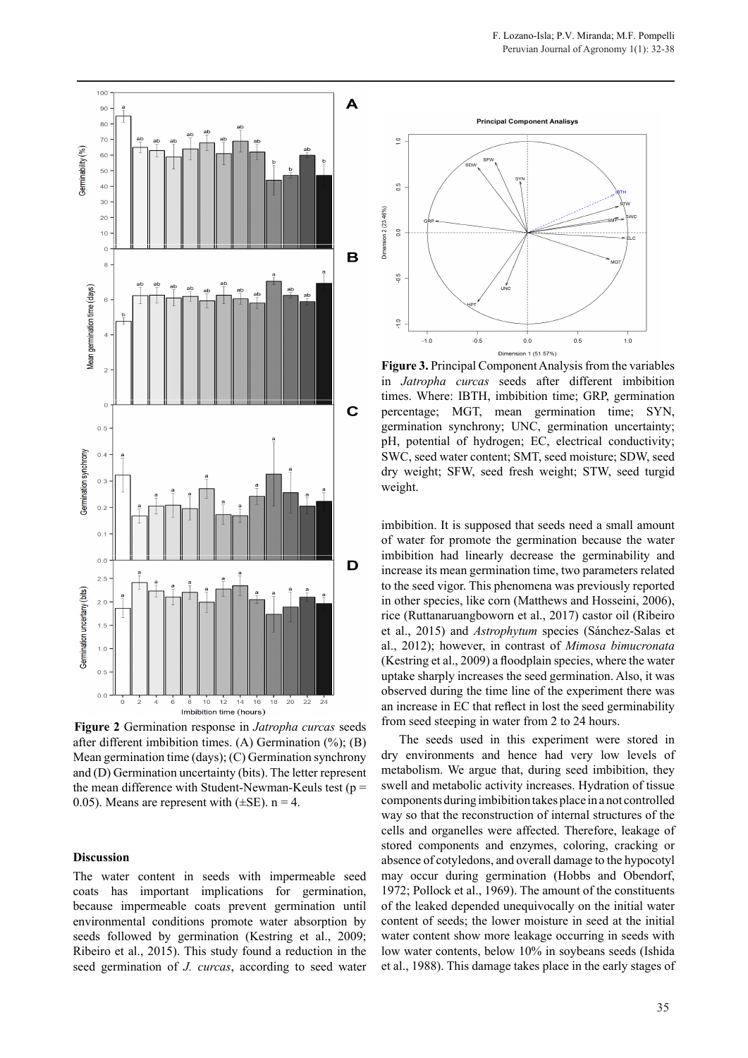**Figure 2** Germination response in *Jatropha curcas* seeds after different imbibition times. (A) Germination (%); (B) Mean germination time (days); (C) Germination synchrony and (D) Germination uncertainty (bits). The letter represent the mean difference with Student-Newman-Keuls test (p = 0.05). Means are represent with (±SE). n = 4.

**Figure 3.** Principal Component Analysis from the variables in *Jatropha curcas* seeds after different imbibition times. Where: IBTH, imbibition time; GRP, germination percentage; MGT, mean germination time; SYN, germination synchrony; UNC, germination uncertainty; pH, potential of hydrogen; EC, electrical conductivity; SWC, seed water content; SMT, seed moisture; SDW, seed dry weight; SFW, seed fresh weight; STW, seed turgid weight.

## Discussion

The water content in seeds with impermeable seed coats has important implications for germination, because impermeable coats prevent germination until environmental conditions promote water absorption by seeds followed by germination (Kestring et al., 2009; Ribeiro et al., 2015). This study found a reduction in the seed germination of *J. curcas*, according to seed water imbibition. It is supposed that seeds need a small amount of water for promote the germination because the water imbibition had linearly decrease the germinability and increase its mean germination time, two parameters related to the seed vigor. This phenomena was previously reported in other species, like corn (Matthews and Hosseini, 2006), rice (Ruttanaruangboworn et al., 2017) castor oil (Ribeiro et al., 2015) and *Astrophytum* species (Sánchez-Salas et al., 2012); however, in contrast of *Mimosa bimucronata* (Kestring et al., 2009) a floodplain species, where the water uptake sharply increases the seed germination. Also, it was observed during the time line of the experiment there was an increase in EC that reflect in lost the seed germinability from seed steeping in water from 2 to 24 hours.

The seeds used in this experiment were stored in dry environments and hence had very low levels of metabolism. We argue that, during seed imbibition, they swell and metabolic activity increases. Hydration of tissue components during imbibition takes place in a not controlled way so that the reconstruction of internal structures of the cells and organelles were affected. Therefore, leakage of stored components and enzymes, coloring, cracking or absence of cotyledons, and overall damage to the hypocotyl may occur during germination (Hobbs and Obendorf, 1972; Pollock et al., 1969). The amount of the constituents of the leaked depended unequivocally on the initial water content of seeds; the lower moisture in seed at the initial water content show more leakage occurring in seeds with low water contents, below 10% in soybeans seeds (Ishida et al., 1988). This damage takes place in the early stages of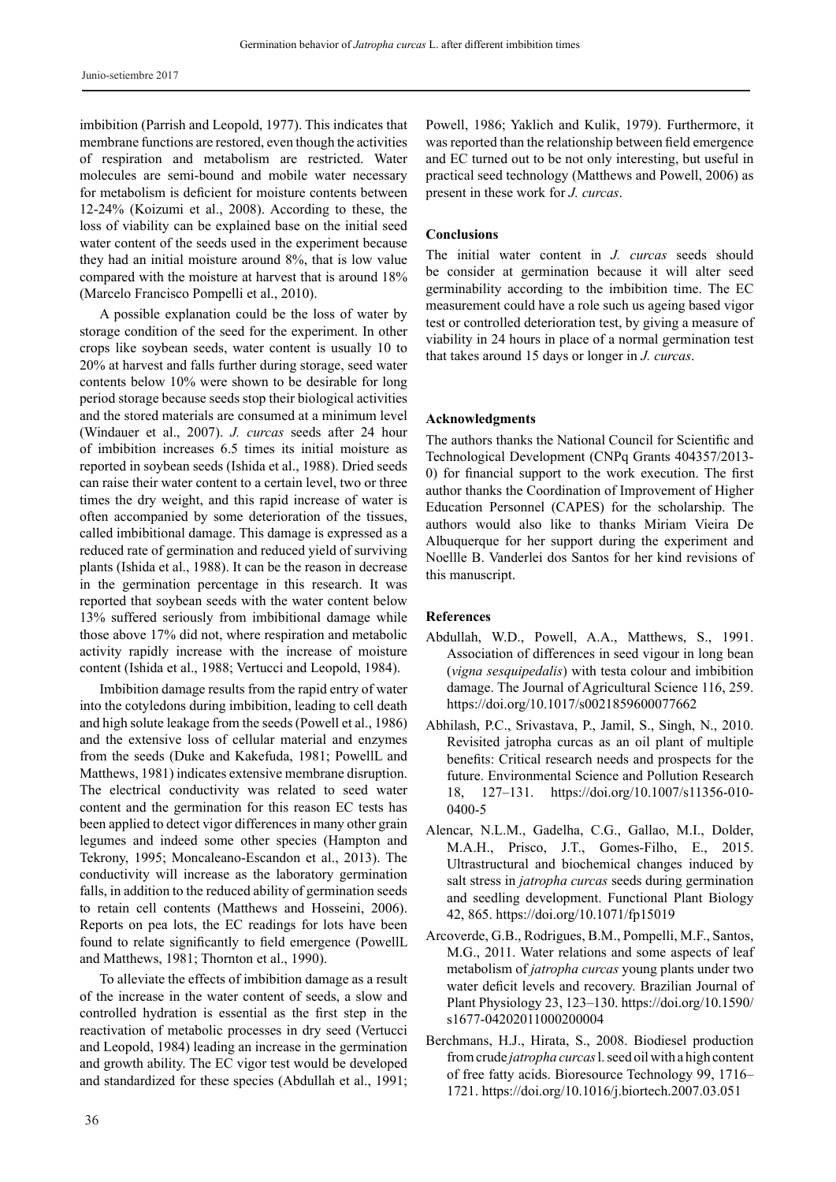imbibition (Parrish and Leopold, 1977). This indicates that membrane functions are restored, even though the activities of respiration and metabolism are restricted. Water molecules are semi-bound and mobile water necessary for metabolism is deficient for moisture contents between 12-24% (Koizumi et al., 2008). According to these, the loss of viability can be explained base on the initial seed water content of the seeds used in the experiment because they had an initial moisture around 8%, that is low value compared with the moisture at harvest that is around 18% (Marcelo Francisco Pompelli et al., 2010).

A possible explanation could be the loss of water by storage condition of the seed for the experiment. In other crops like soybean seeds, water content is usually 10 to 20% at harvest and falls further during storage, seed water contents below 10% were shown to be desirable for long period storage because seeds stop their biological activities and the stored materials are consumed at a minimum level (Windauer et al., 2007). *J. curcas* seeds after 24 hour of imbibition increases 6.5 times its initial moisture as reported in soybean seeds (Ishida et al., 1988). Dried seeds can raise their water content to a certain level, two or three times the dry weight, and this rapid increase of water is often accompanied by some deterioration of the tissues, called imbibitional damage. This damage is expressed as a reduced rate of germination and reduced yield of surviving plants (Ishida et al., 1988). It can be the reason in decrease in the germination percentage in this research. It was reported that soybean seeds with the water content below 13% suffered seriously from imbibitional damage while those above 17% did not, where respiration and metabolic activity rapidly increase with the increase of moisture content (Ishida et al., 1988; Vertucci and Leopold, 1984).

Imbibition damage results from the rapid entry of water into the cotyledons during imbibition, leading to cell death and high solute leakage from the seeds (Powell et al., 1986) and the extensive loss of cellular material and enzymes from the seeds (Duke and Kakefuda, 1981; PowellL and Matthews, 1981) indicates extensive membrane disruption. The electrical conductivity was related to seed water content and the germination for this reason EC tests has been applied to detect vigor differences in many other grain legumes and indeed some other species (Hampton and Tekrony, 1995; Moncaleano-Escandon et al., 2013). The conductivity will increase as the laboratory germination falls, in addition to the reduced ability of germination seeds to retain cell contents (Matthews and Hosseini, 2006). Reports on pea lots, the EC readings for lots have been found to relate significantly to field emergence (PowellL and Matthews, 1981; Thornton et al., 1990).

To alleviate the effects of imbibition damage as a result of the increase in the water content of seeds, a slow and controlled hydration is essential as the first step in the reactivation of metabolic processes in dry seed (Vertucci and Leopold, 1984) leading an increase in the germination and growth ability. The EC vigor test would be developed and standardized for these species (Abdullah et al., 1991; Powell, 1986; Yaklich and Kulik, 1979). Furthermore, it was reported than the relationship between field emergence and EC turned out to be not only interesting, but useful in practical seed technology (Matthews and Powell, 2006) as present in these work for *J. curcas*.

## Conclusions

The initial water content in *J. curcas* seeds should be consider at germination because it will alter seed germinability according to the imbibition time. The EC measurement could have a role such us ageing based vigor test or controlled deterioration test, by giving a measure of viability in 24 hours in place of a normal germination test that takes around 15 days or longer in *J. curcas*.

## Acknowledgments

The authors thanks the National Council for Scientific and Technological Development (CNPq Grants 404357/2013-0) for financial support to the work execution. The first author thanks the Coordination of Improvement of Higher Education Personnel (CAPES) for the scholarship. The authors would also like to thanks Miriam Vieira De Albuquerque for her support during the experiment and Noellle B. Vanderlei dos Santos for her kind revisions of this manuscript.

## References

Abdullah, W.D., Powell, A.A., Matthews, S., 1991. Association of differences in seed vigour in long bean (*vigna sesquipedalis*) with testa colour and imbibition damage. The Journal of Agricultural Science 116, 259. https://doi.org/10.1017/s0021859600077662

Abhilash, P.C., Srivastava, P., Jamil, S., Singh, N., 2010. Revisited jatropha curcas as an oil plant of multiple benefits: Critical research needs and prospects for the future. Environmental Science and Pollution Research 18, 127–131. https://doi.org/10.1007/s11356-010-0400-5

Alencar, N.L.M., Gadelha, C.G., Gallao, M.I., Dolder, M.A.H., Prisco, J.T., Gomes-Filho, E., 2015. Ultrastructural and biochemical changes induced by salt stress in *jatropha curcas* seeds during germination and seedling development. Functional Plant Biology 42, 865. https://doi.org/10.1071/fp15019

Arcoverde, G.B., Rodrigues, B.M., Pompelli, M.F., Santos, M.G., 2011. Water relations and some aspects of leaf metabolism of *jatropha curcas* young plants under two water deficit levels and recovery. Brazilian Journal of Plant Physiology 23, 123–130. https://doi.org/10.1590/s1677-04202011000200004

Berchmans, H.J., Hirata, S., 2008. Biodiesel production from crude *jatropha curcas* l. seed oil with a high content of free fatty acids. Bioresource Technology 99, 1716–1721. https://doi.org/10.1016/j.biortech.2007.03.051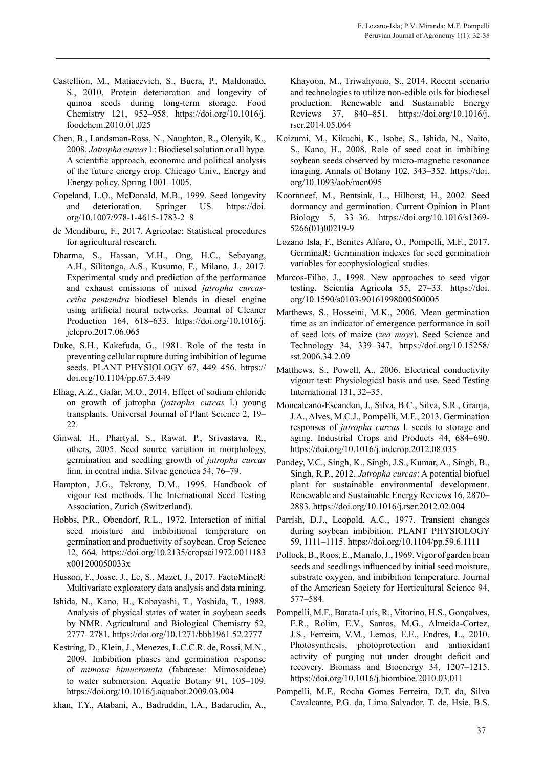Castellión, M., Matiacevich, S., Buera, P., Maldonado, S., 2010. Protein deterioration and longevity of quinoa seeds during long-term storage. Food Chemistry 121, 952–958. https://doi.org/10.1016/j.foodchem.2010.01.025

Chen, B., Landsman-Ross, N., Naughton, R., Olenyik, K., 2008. *Jatropha curcas* l.: Biodiesel solution or all hype. A scientific approach, economic and political analysis of the future energy crop. Chicago Univ., Energy and Energy policy, Spring 1001–1005.

Copeland, L.O., McDonald, M.B., 1999. Seed longevity and deterioration. Springer US. https://doi.org/10.1007/978-1-4615-1783-2_8

de Mendiburu, F., 2017. Agricolae: Statistical procedures for agricultural research.

Dharma, S., Hassan, M.H., Ong, H.C., Sebayang, A.H., Silitonga, A.S., Kusumo, F., Milano, J., 2017. Experimental study and prediction of the performance and exhaust emissions of mixed *jatropha curcas-ceiba pentandra* biodiesel blends in diesel engine using artificial neural networks. Journal of Cleaner Production 164, 618–633. https://doi.org/10.1016/j.jclepro.2017.06.065

Duke, S.H., Kakefuda, G., 1981. Role of the testa in preventing cellular rupture during imbibition of legume seeds. PLANT PHYSIOLOGY 67, 449–456. https://doi.org/10.1104/pp.67.3.449

Elhag, A.Z., Gafar, M.O., 2014. Effect of sodium chloride on growth of jatropha (*jatropha curcas* l.) young transplants. Universal Journal of Plant Science 2, 19–22.

Ginwal, H., Phartyal, S., Rawat, P., Srivastava, R., others, 2005. Seed source variation in morphology, germination and seedling growth of *jatropha curcas* linn. in central india. Silvae genetica 54, 76–79.

Hampton, J.G., Tekrony, D.M., 1995. Handbook of vigour test methods. The International Seed Testing Association, Zurich (Switzerland).

Hobbs, P.R., Obendorf, R.L., 1972. Interaction of initial seed moisture and imbibitional temperature on germination and productivity of soybean. Crop Science 12, 664. https://doi.org/10.2135/cropsci1972.0011183x001200050033x

Husson, F., Josse, J., Le, S., Mazet, J., 2017. FactoMineR: Multivariate exploratory data analysis and data mining.

Ishida, N., Kano, H., Kobayashi, T., Yoshida, T., 1988. Analysis of physical states of water in soybean seeds by NMR. Agricultural and Biological Chemistry 52, 2777–2781. https://doi.org/10.1271/bbb1961.52.2777

Kestring, D., Klein, J., Menezes, L.C.C.R. de, Rossi, M.N., 2009. Imbibition phases and germination response of *mimosa bimucronata* (fabaceae: Mimosoideae) to water submersion. Aquatic Botany 91, 105–109. https://doi.org/10.1016/j.aquabot.2009.03.004

khan, T.Y., Atabani, A., Badruddin, I.A., Badarudin, A., Khayoon, M., Triwahyono, S., 2014. Recent scenario and technologies to utilize non-edible oils for biodiesel production. Renewable and Sustainable Energy Reviews 37, 840–851. https://doi.org/10.1016/j.rser.2014.05.064

Koizumi, M., Kikuchi, K., Isobe, S., Ishida, N., Naito, S., Kano, H., 2008. Role of seed coat in imbibing soybean seeds observed by micro-magnetic resonance imaging. Annals of Botany 102, 343–352. https://doi.org/10.1093/aob/mcn095

Koornneef, M., Bentsink, L., Hilhorst, H., 2002. Seed dormancy and germination. Current Opinion in Plant Biology 5, 33–36. https://doi.org/10.1016/s1369-5266(01)00219-9

Lozano Isla, F., Benites Alfaro, O., Pompelli, M.F., 2017. GerminaR: Germination indexes for seed germination variables for ecophysiological studies.

Marcos-Filho, J., 1998. New approaches to seed vigor testing. Scientia Agricola 55, 27–33. https://doi.org/10.1590/s0103-90161998000500005

Matthews, S., Hosseini, M.K., 2006. Mean germination time as an indicator of emergence performance in soil of seed lots of maize (*zea mays*). Seed Science and Technology 34, 339–347. https://doi.org/10.15258/sst.2006.34.2.09

Matthews, S., Powell, A., 2006. Electrical conductivity vigour test: Physiological basis and use. Seed Testing International 131, 32–35.

Moncaleano-Escandon, J., Silva, B.C., Silva, S.R., Granja, J.A., Alves, M.C.J., Pompelli, M.F., 2013. Germination responses of *jatropha curcas* l. seeds to storage and aging. Industrial Crops and Products 44, 684–690. https://doi.org/10.1016/j.indcrop.2012.08.035

Pandey, V.C., Singh, K., Singh, J.S., Kumar, A., Singh, B., Singh, R.P., 2012. *Jatropha curcas*: A potential biofuel plant for sustainable environmental development. Renewable and Sustainable Energy Reviews 16, 2870–2883. https://doi.org/10.1016/j.rser.2012.02.004

Parrish, D.J., Leopold, A.C., 1977. Transient changes during soybean imbibition. PLANT PHYSIOLOGY 59, 1111–1115. https://doi.org/10.1104/pp.59.6.1111

Pollock, B., Roos, E., Manalo, J., 1969. Vigor of garden bean seeds and seedlings influenced by initial seed moisture, substrate oxygen, and imbibition temperature. Journal of the American Society for Horticultural Science 94, 577–584.

Pompelli, M.F., Barata-Luís, R., Vitorino, H.S., Gonçalves, E.R., Rolim, E.V., Santos, M.G., Almeida-Cortez, J.S., Ferreira, V.M., Lemos, E.E., Endres, L., 2010. Photosynthesis, photoprotection and antioxidant activity of purging nut under drought deficit and recovery. Biomass and Bioenergy 34, 1207–1215. https://doi.org/10.1016/j.biombioe.2010.03.011

Pompelli, M.F., Rocha Gomes Ferreira, D.T. da, Silva Cavalcante, P.G. da, Lima Salvador, T. de, Hsie, B.S.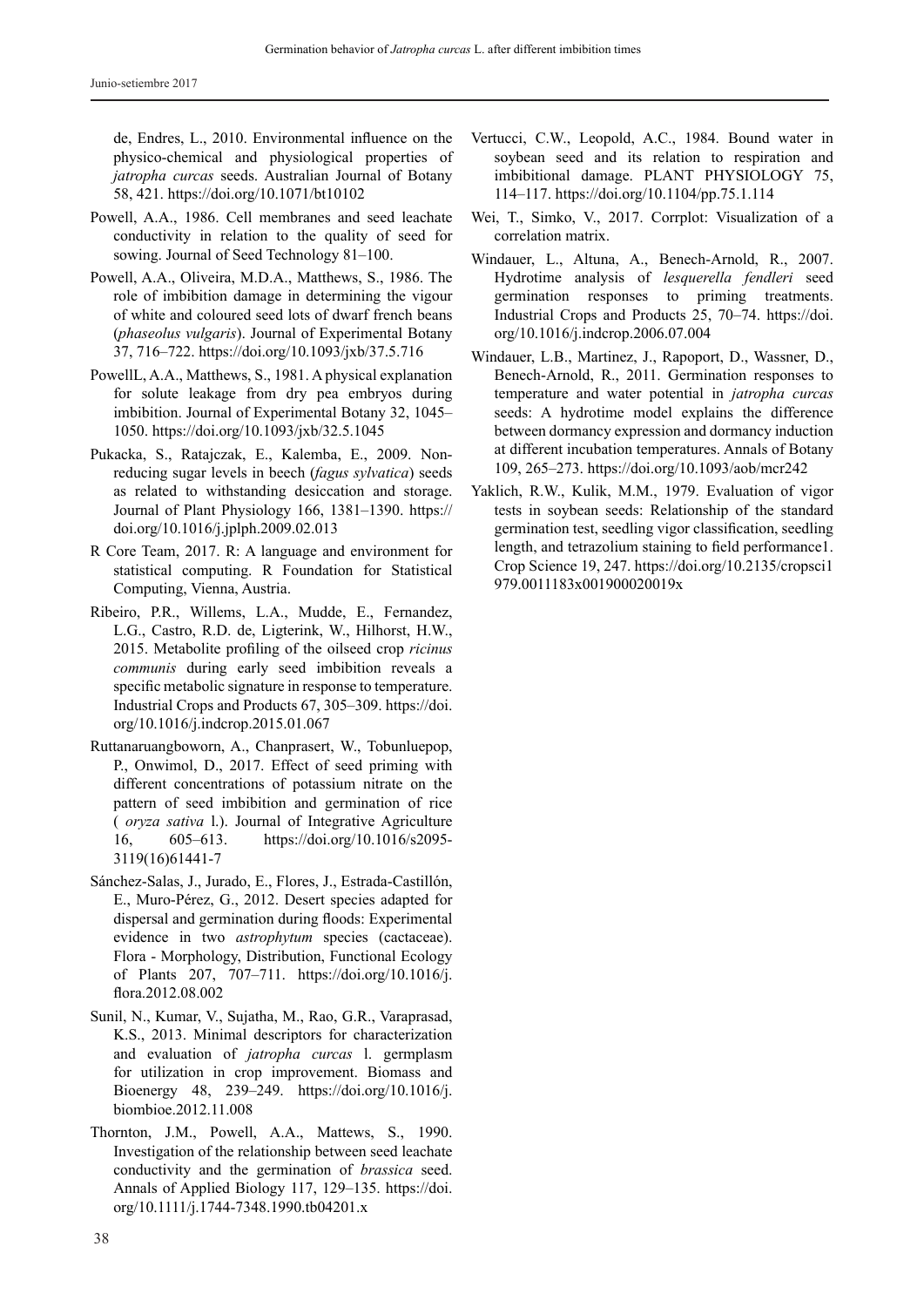de, Endres, L., 2010. Environmental influence on the physico-chemical and physiological properties of *jatropha curcas* seeds. Australian Journal of Botany 58, 421. https://doi.org/10.1071/bt10102

Powell, A.A., 1986. Cell membranes and seed leachate conductivity in relation to the quality of seed for sowing. Journal of Seed Technology 81–100.

Powell, A.A., Oliveira, M.D.A., Matthews, S., 1986. The role of imbibition damage in determining the vigour of white and coloured seed lots of dwarf french beans (*phaseolus vulgaris*). Journal of Experimental Botany 37, 716–722. https://doi.org/10.1093/jxb/37.5.716

PowellL, A.A., Matthews, S., 1981. A physical explanation for solute leakage from dry pea embryos during imbibition. Journal of Experimental Botany 32, 1045–1050. https://doi.org/10.1093/jxb/32.5.1045

Pukacka, S., Ratajczak, E., Kalemba, E., 2009. Non-reducing sugar levels in beech (*fagus sylvatica*) seeds as related to withstanding desiccation and storage. Journal of Plant Physiology 166, 1381–1390. https://doi.org/10.1016/j.jplph.2009.02.013

R Core Team, 2017. R: A language and environment for statistical computing. R Foundation for Statistical Computing, Vienna, Austria.

Ribeiro, P.R., Willems, L.A., Mudde, E., Fernandez, L.G., Castro, R.D. de, Ligterink, W., Hilhorst, H.W., 2015. Metabolite profiling of the oilseed crop *ricinus communis* during early seed imbibition reveals a specific metabolic signature in response to temperature. Industrial Crops and Products 67, 305–309. https://doi.org/10.1016/j.indcrop.2015.01.067

Ruttanaruangboworn, A., Chanprasert, W., Tobunluepop, P., Onwimol, D., 2017. Effect of seed priming with different concentrations of potassium nitrate on the pattern of seed imbibition and germination of rice ( *oryza sativa* l.). Journal of Integrative Agriculture 16, 605–613. https://doi.org/10.1016/s2095-3119(16)61441-7

Sánchez-Salas, J., Jurado, E., Flores, J., Estrada-Castillón, E., Muro-Pérez, G., 2012. Desert species adapted for dispersal and germination during floods: Experimental evidence in two *astrophytum* species (cactaceae). Flora - Morphology, Distribution, Functional Ecology of Plants 207, 707–711. https://doi.org/10.1016/j.flora.2012.08.002

Sunil, N., Kumar, V., Sujatha, M., Rao, G.R., Varaprasad, K.S., 2013. Minimal descriptors for characterization and evaluation of *jatropha curcas* l. germplasm for utilization in crop improvement. Biomass and Bioenergy 48, 239–249. https://doi.org/10.1016/j.biombioe.2012.11.008

Thornton, J.M., Powell, A.A., Mattews, S., 1990. Investigation of the relationship between seed leachate conductivity and the germination of *brassica* seed. Annals of Applied Biology 117, 129–135. https://doi.org/10.1111/j.1744-7348.1990.tb04201.x

Vertucci, C.W., Leopold, A.C., 1984. Bound water in soybean seed and its relation to respiration and imbibitional damage. PLANT PHYSIOLOGY 75, 114–117. https://doi.org/10.1104/pp.75.1.114

Wei, T., Simko, V., 2017. Corrplot: Visualization of a correlation matrix.

Windauer, L., Altuna, A., Benech-Arnold, R., 2007. Hydrotime analysis of *lesquerella fendleri* seed germination responses to priming treatments. Industrial Crops and Products 25, 70–74. https://doi.org/10.1016/j.indcrop.2006.07.004

Windauer, L.B., Martinez, J., Rapoport, D., Wassner, D., Benech-Arnold, R., 2011. Germination responses to temperature and water potential in *jatropha curcas* seeds: A hydrotime model explains the difference between dormancy expression and dormancy induction at different incubation temperatures. Annals of Botany 109, 265–273. https://doi.org/10.1093/aob/mcr242

Yaklich, R.W., Kulik, M.M., 1979. Evaluation of vigor tests in soybean seeds: Relationship of the standard germination test, seedling vigor classification, seedling length, and tetrazolium staining to field performance1. Crop Science 19, 247. https://doi.org/10.2135/cropsci1979.0011183x001900020019x